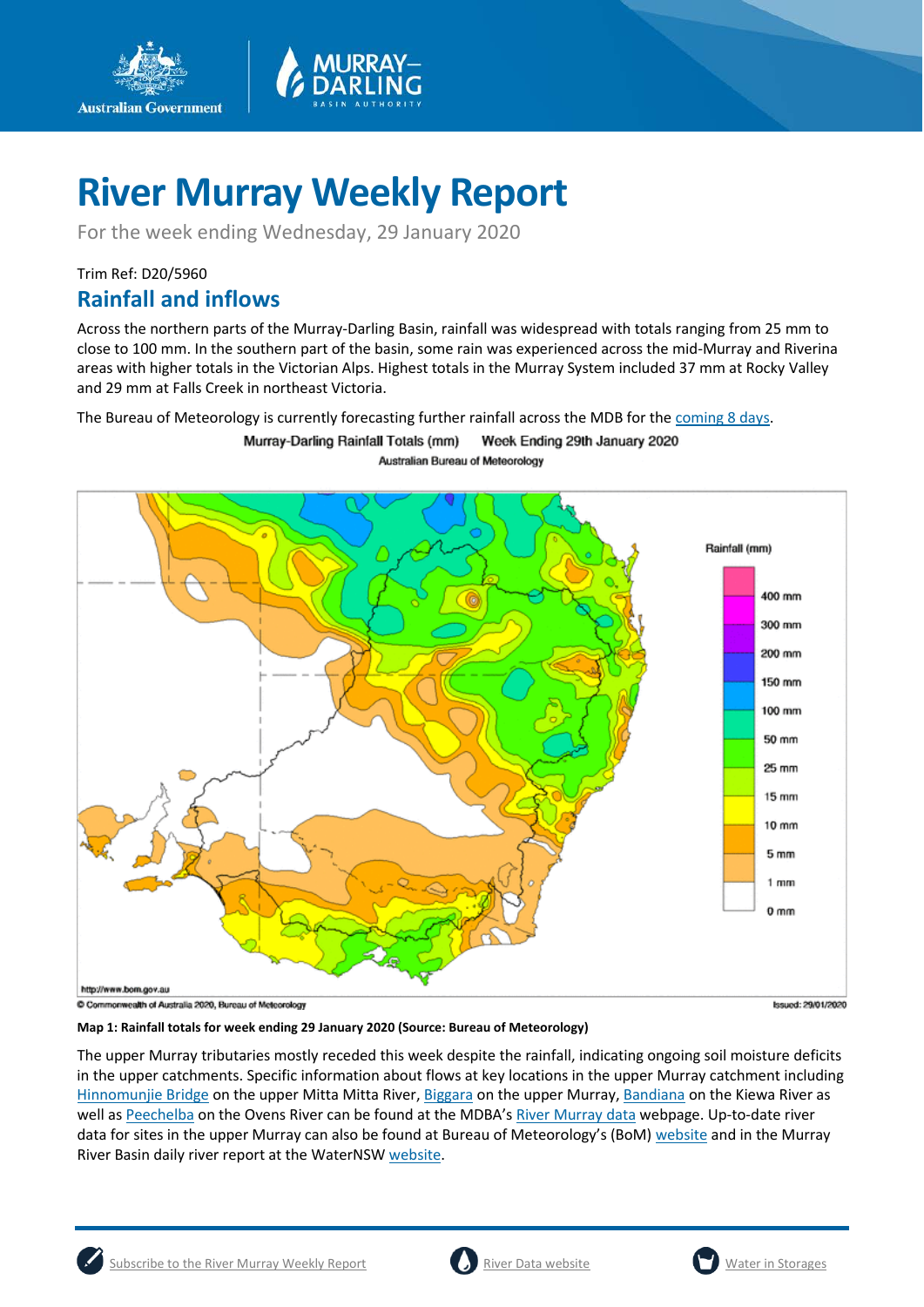# River Murray Weekly Report

For the week ending Wednesday, 29 January 2020

Trim Ref: D20/5960

## Rainfall and inflows

Across the northern parts of the Murray-Darling Basin, rainfall was widespread with totals ranging from 25 mm to close to 100 mm. In the southern part of the basin, some rain was experienced across the mid-Murray and Riverina areas with higher totals in the Victorian Alps. Highest totals in the Murray System included 37 mm at Rocky Valley and 29 mm at Falls Creek in northeast Victoria.

The Bureau of Meteorology is currently forecasting further rainfall across the MDB for the coming 8 days.

**Map 1: Rainfall totals for week ending 29 January 2020 (Source: Bureau of Meteorology)**

The upper Murray tributaries mostly receded this week despite the rainfall, indicating ongoing soil moisture deficits in the upper catchments. Specific information about flows at key locations in the upper Murray catchment including Hinnomunjie Bridge on the upper Mitta Mitta River, Biggara on the upper Murray, Bandiana on the Kiewa River as well as Peechelba on the Ovens River can be found at the MDBA's River Murray data webpage. Up-to-date river data for sites in the upper Murray can also be found at Bureau of Meteorology's (BoM) website and in the Murray River Basin daily river report at the WaterNSW website.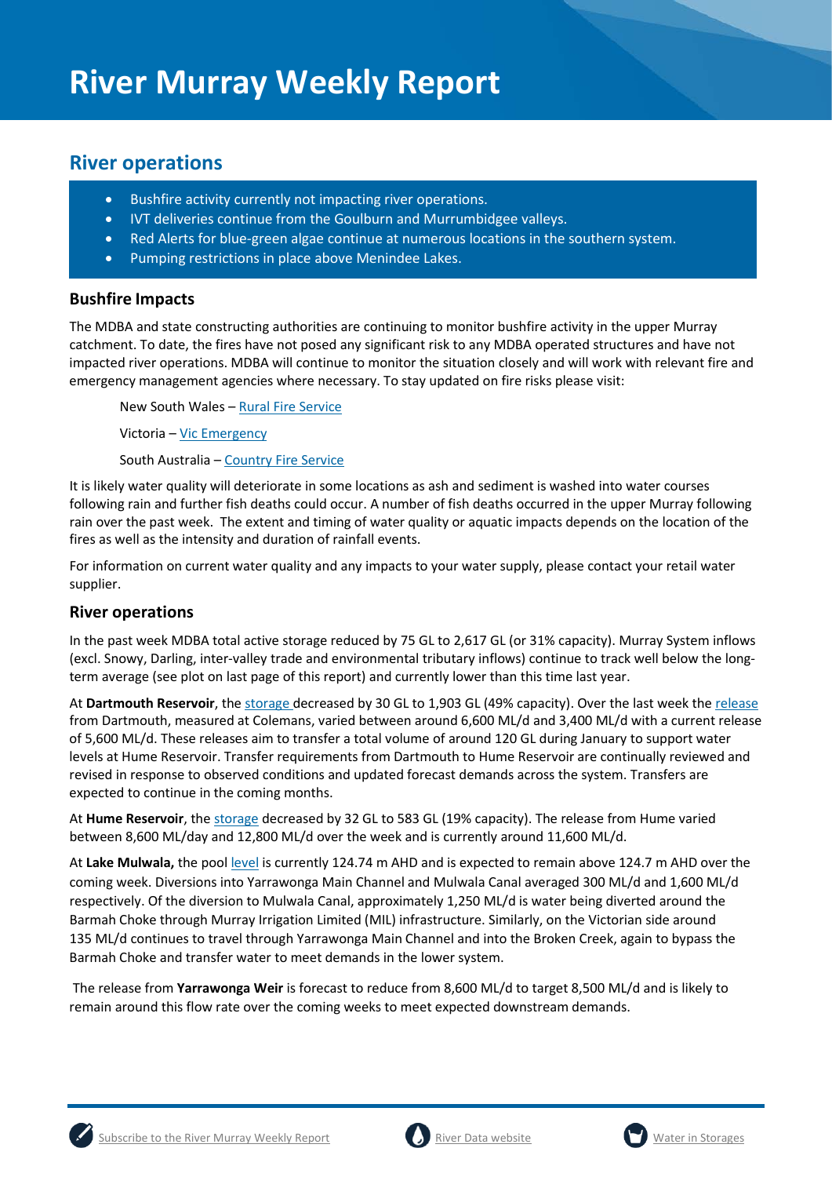# River Murray Weekly Report

## River operations

- Bushfire activity currently not impacting river operations.
- IVT deliveries continue from the Goulburn and Murrumbidgee valleys.
- Red Alerts for blue-green algae continue at numerous locations in the southern system.
- Pumping restrictions in place above Menindee Lakes.

### Bushfire Impacts

The MDBA and state constructing authorities are continuing to monitor bushfire activity in the upper Murray catchment. To date, the fires have not posed any significant risk to any MDBA operated structures and have not impacted river operations. MDBA will continue to monitor the situation closely and will work with relevant fire and emergency management agencies where necessary. To stay updated on fire risks please visit:

New South Wales – Rural Fire Service

Victoria – Vic Emergency

South Australia – Country Fire Service

It is likely water quality will deteriorate in some locations as ash and sediment is washed into water courses following rain and further fish deaths could occur. A number of fish deaths occurred in the upper Murray following rain over the past week. The extent and timing of water quality or aquatic impacts depends on the location of the fires as well as the intensity and duration of rainfall events.

For information on current water quality and any impacts to your water supply, please contact your retail water supplier.

### River operations

In the past week MDBA total active storage reduced by 75 GL to 2,617 GL (or 31% capacity). Murray System inflows (excl. Snowy, Darling, inter-valley trade and environmental tributary inflows) continue to track well below the long-term average (see plot on last page of this report) and currently lower than this time last year.

At **Dartmouth Reservoir**, the storage decreased by 30 GL to 1,903 GL (49% capacity). Over the last week the release from Dartmouth, measured at Colemans, varied between around 6,600 ML/d and 3,400 ML/d with a current release of 5,600 ML/d. These releases aim to transfer a total volume of around 120 GL during January to support water levels at Hume Reservoir. Transfer requirements from Dartmouth to Hume Reservoir are continually reviewed and revised in response to observed conditions and updated forecast demands across the system. Transfers are expected to continue in the coming months.

At **Hume Reservoir**, the storage decreased by 32 GL to 583 GL (19% capacity). The release from Hume varied between 8,600 ML/day and 12,800 ML/d over the week and is currently around 11,600 ML/d.

At **Lake Mulwala,** the pool level is currently 124.74 m AHD and is expected to remain above 124.7 m AHD over the coming week. Diversions into Yarrawonga Main Channel and Mulwala Canal averaged 300 ML/d and 1,600 ML/d respectively. Of the diversion to Mulwala Canal, approximately 1,250 ML/d is water being diverted around the Barmah Choke through Murray Irrigation Limited (MIL) infrastructure. Similarly, on the Victorian side around 135 ML/d continues to travel through Yarrawonga Main Channel and into the Broken Creek, again to bypass the Barmah Choke and transfer water to meet demands in the lower system.

The release from **Yarrawonga Weir** is forecast to reduce from 8,600 ML/d to target 8,500 ML/d and is likely to remain around this flow rate over the coming weeks to meet expected downstream demands.

Subscribe to the River Murray Weekly Report | River Data website | Water in Storages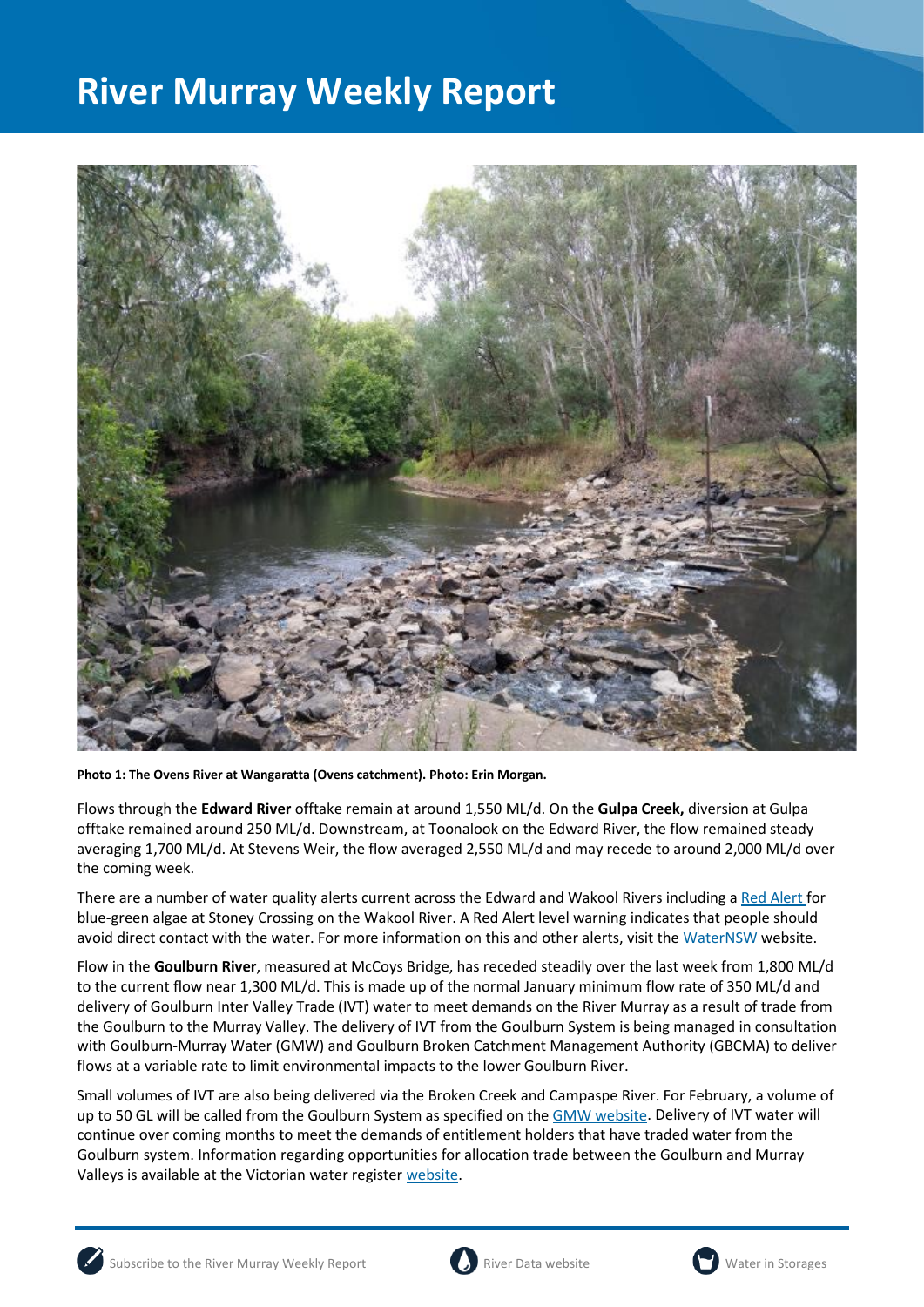# River Murray Weekly Report

**Photo 1: The Ovens River at Wangaratta (Ovens catchment). Photo: Erin Morgan.**

Flows through the **Edward River** offtake remain at around 1,550 ML/d. On the **Gulpa Creek,** diversion at Gulpa offtake remained around 250 ML/d. Downstream, at Toonalook on the Edward River, the flow remained steady averaging 1,700 ML/d. At Stevens Weir, the flow averaged 2,550 ML/d and may recede to around 2,000 ML/d over the coming week.

There are a number of water quality alerts current across the Edward and Wakool Rivers including a Red Alert for blue-green algae at Stoney Crossing on the Wakool River. A Red Alert level warning indicates that people should avoid direct contact with the water. For more information on this and other alerts, visit the WaterNSW website.

Flow in the **Goulburn River**, measured at McCoys Bridge, has receded steadily over the last week from 1,800 ML/d to the current flow near 1,300 ML/d. This is made up of the normal January minimum flow rate of 350 ML/d and delivery of Goulburn Inter Valley Trade (IVT) water to meet demands on the River Murray as a result of trade from the Goulburn to the Murray Valley. The delivery of IVT from the Goulburn System is being managed in consultation with Goulburn-Murray Water (GMW) and Goulburn Broken Catchment Management Authority (GBCMA) to deliver flows at a variable rate to limit environmental impacts to the lower Goulburn River.

Small volumes of IVT are also being delivered via the Broken Creek and Campaspe River. For February, a volume of up to 50 GL will be called from the Goulburn System as specified on the GMW website. Delivery of IVT water will continue over coming months to meet the demands of entitlement holders that have traded water from the Goulburn system. Information regarding opportunities for allocation trade between the Goulburn and Murray Valleys is available at the Victorian water register website.

Subscribe to the River Murray Weekly Report | River Data website | Water in Storages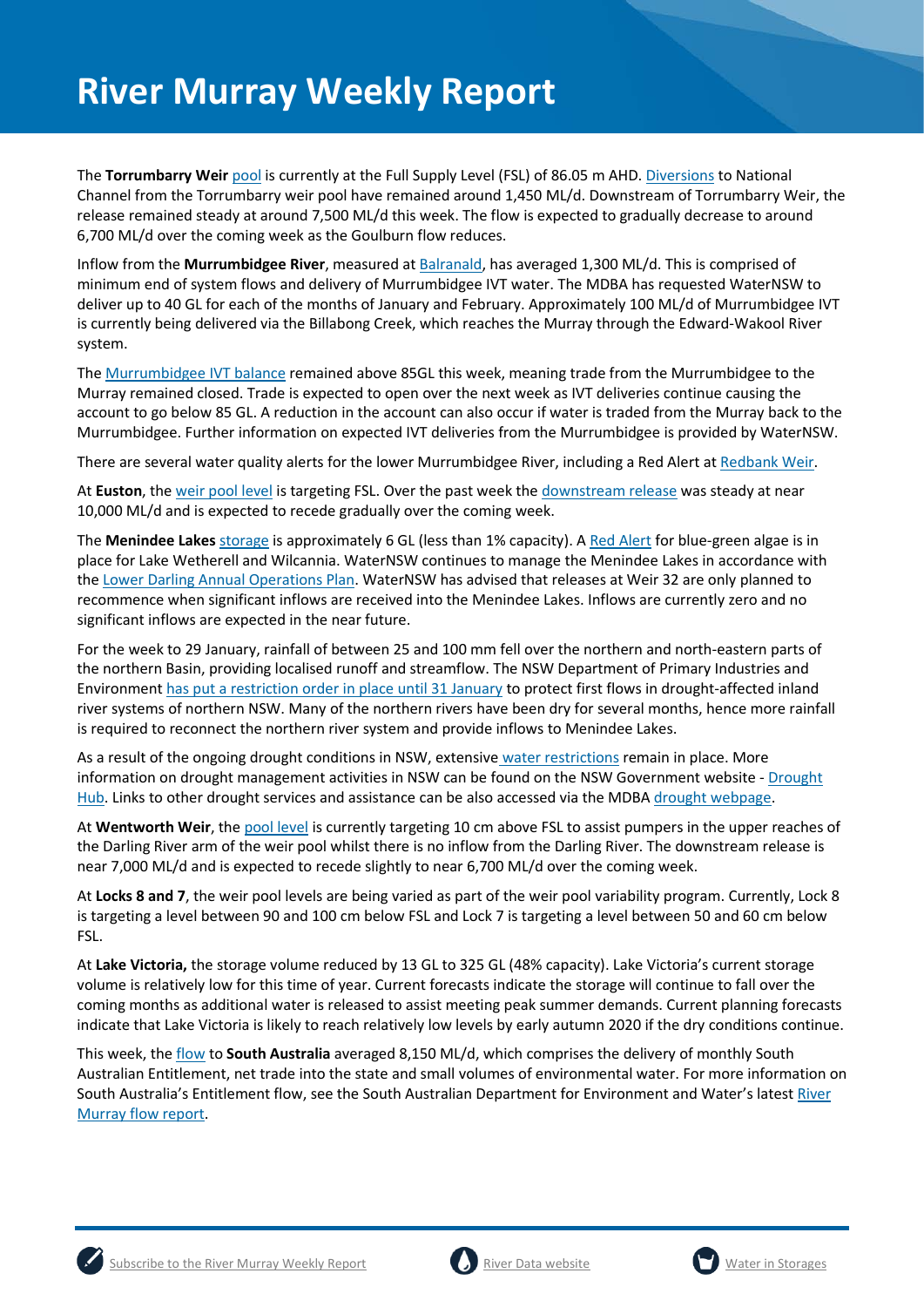# River Murray Weekly Report

The **Torrumbarry Weir** pool is currently at the Full Supply Level (FSL) of 86.05 m AHD. Diversions to National Channel from the Torrumbarry weir pool have remained around 1,450 ML/d. Downstream of Torrumbarry Weir, the release remained steady at around 7,500 ML/d this week. The flow is expected to gradually decrease to around 6,700 ML/d over the coming week as the Goulburn flow reduces.

Inflow from the **Murrumbidgee River**, measured at Balranald, has averaged 1,300 ML/d. This is comprised of minimum end of system flows and delivery of Murrumbidgee IVT water. The MDBA has requested WaterNSW to deliver up to 40 GL for each of the months of January and February. Approximately 100 ML/d of Murrumbidgee IVT is currently being delivered via the Billabong Creek, which reaches the Murray through the Edward-Wakool River system.

The Murrumbidgee IVT balance remained above 85GL this week, meaning trade from the Murrumbidgee to the Murray remained closed. Trade is expected to open over the next week as IVT deliveries continue causing the account to go below 85 GL. A reduction in the account can also occur if water is traded from the Murray back to the Murrumbidgee. Further information on expected IVT deliveries from the Murrumbidgee is provided by WaterNSW.

There are several water quality alerts for the lower Murrumbidgee River, including a Red Alert at Redbank Weir.

At **Euston**, the weir pool level is targeting FSL. Over the past week the downstream release was steady at near 10,000 ML/d and is expected to recede gradually over the coming week.

The **Menindee Lakes** storage is approximately 6 GL (less than 1% capacity). A Red Alert for blue-green algae is in place for Lake Wetherell and Wilcannia. WaterNSW continues to manage the Menindee Lakes in accordance with the Lower Darling Annual Operations Plan. WaterNSW has advised that releases at Weir 32 are only planned to recommence when significant inflows are received into the Menindee Lakes. Inflows are currently zero and no significant inflows are expected in the near future.

For the week to 29 January, rainfall of between 25 and 100 mm fell over the northern and north-eastern parts of the northern Basin, providing localised runoff and streamflow. The NSW Department of Primary Industries and Environment has put a restriction order in place until 31 January to protect first flows in drought-affected inland river systems of northern NSW. Many of the northern rivers have been dry for several months, hence more rainfall is required to reconnect the northern river system and provide inflows to Menindee Lakes.

As a result of the ongoing drought conditions in NSW, extensive water restrictions remain in place. More information on drought management activities in NSW can be found on the NSW Government website - Drought Hub. Links to other drought services and assistance can be also accessed via the MDBA drought webpage.

At **Wentworth Weir**, the pool level is currently targeting 10 cm above FSL to assist pumpers in the upper reaches of the Darling River arm of the weir pool whilst there is no inflow from the Darling River. The downstream release is near 7,000 ML/d and is expected to recede slightly to near 6,700 ML/d over the coming week.

At **Locks 8 and 7**, the weir pool levels are being varied as part of the weir pool variability program. Currently, Lock 8 is targeting a level between 90 and 100 cm below FSL and Lock 7 is targeting a level between 50 and 60 cm below FSL.

At **Lake Victoria,** the storage volume reduced by 13 GL to 325 GL (48% capacity). Lake Victoria's current storage volume is relatively low for this time of year. Current forecasts indicate the storage will continue to fall over the coming months as additional water is released to assist meeting peak summer demands. Current planning forecasts indicate that Lake Victoria is likely to reach relatively low levels by early autumn 2020 if the dry conditions continue.

This week, the flow to **South Australia** averaged 8,150 ML/d, which comprises the delivery of monthly South Australian Entitlement, net trade into the state and small volumes of environmental water. For more information on South Australia's Entitlement flow, see the South Australian Department for Environment and Water's latest River Murray flow report.

Subscribe to the River Murray Weekly Report | River Data website | Water in Storages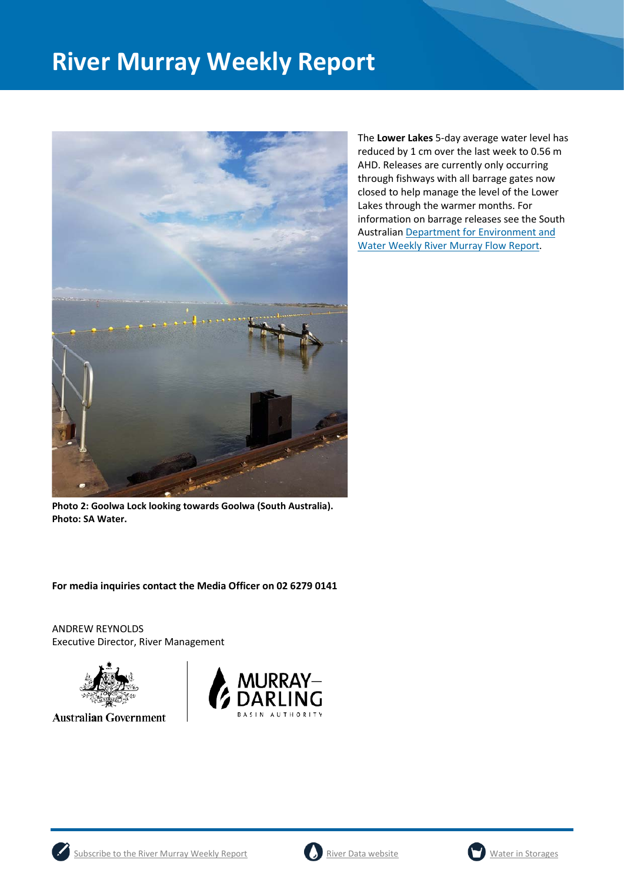The **Lower Lakes** 5-day average water level has reduced by 1 cm over the last week to 0.56 m AHD. Releases are currently only occurring through fishways with all barrage gates now closed to help manage the level of the Lower Lakes through the warmer months. For information on barrage releases see the South Australian Department for Environment and Water Weekly River Murray Flow Report.

**Photo 2: Goolwa Lock looking towards Goolwa (South Australia). Photo: SA Water.**

**For media inquiries contact the Media Officer on 02 6279 0141**

ANDREW REYNOLDS
Executive Director, River Management

Australian Government

MURRAY–DARLING BASIN AUTHORITY

Subscribe to the River Murray Weekly Report | River Data website | Water in Storages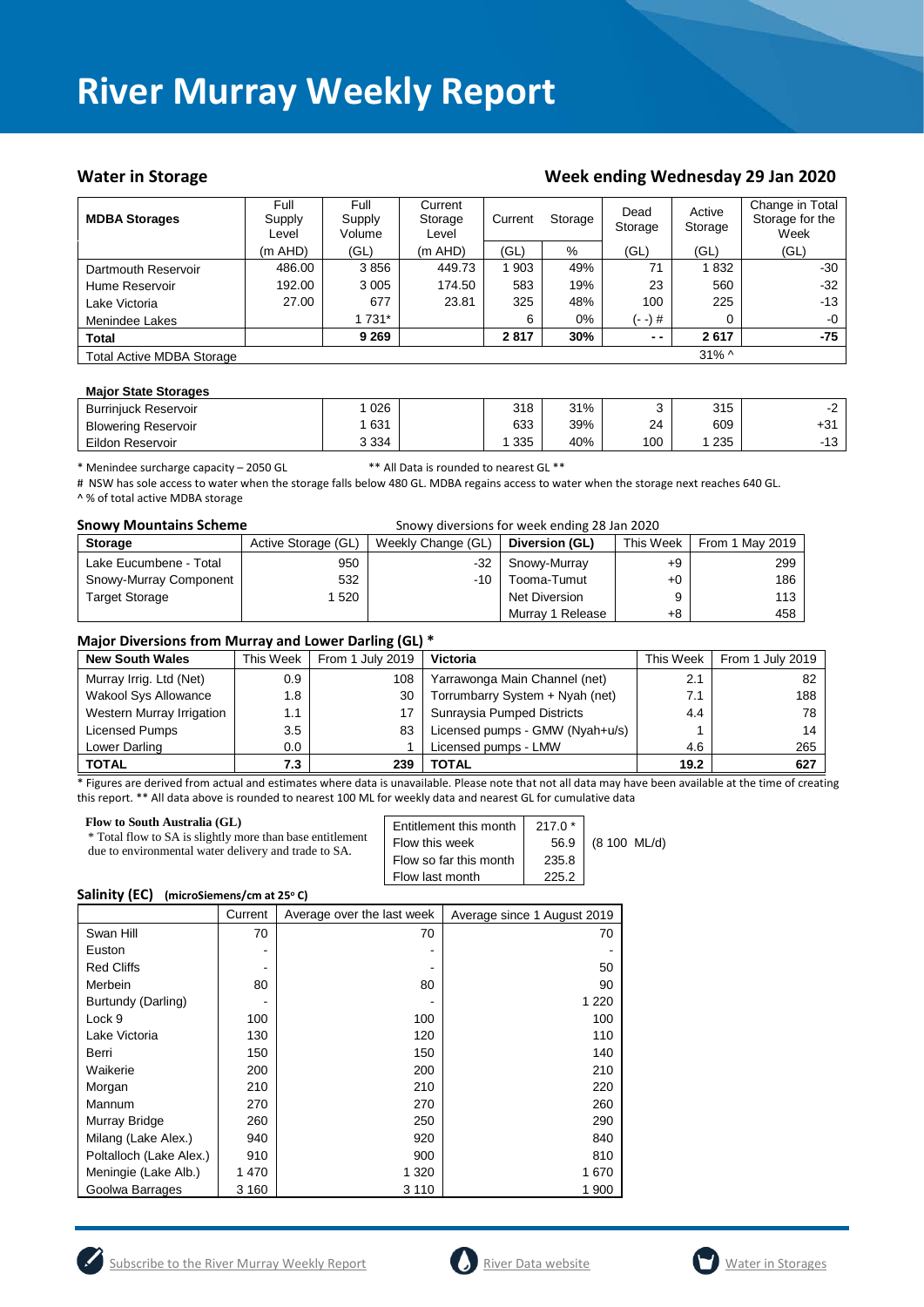# River Murray Weekly Report

## Water in Storage

## Week ending Wednesday 29 Jan 2020

| MDBA Storages | Full Supply Level | Full Supply Volume | Current Storage Level | Current | Storage | Dead Storage | Active Storage | Change in Total Storage for the Week |
|---|---|---|---|---|---|---|---|---|
| | (m AHD) | (GL) | (m AHD) | (GL) | % | (GL) | (GL) | (GL) |
| Dartmouth Reservoir | 486.00 | 3 856 | 449.73 | 1 903 | 49% | 71 | 1 832 | -30 |
| Hume Reservoir | 192.00 | 3 005 | 174.50 | 583 | 19% | 23 | 560 | -32 |
| Lake Victoria | 27.00 | 677 | 23.81 | 325 | 48% | 100 | 225 | -13 |
| Menindee Lakes | | 1 731* | | 6 | 0% | (- -) # | 0 | -0 |
| **Total** | | **9 269** | | **2 817** | **30%** | **- -** | **2 617** | **-75** |
| Total Active MDBA Storage | | | | | | | 31% ^ | |

| Major State Storages | | | | | | | |
|---|---|---|---|---|---|---|---|
| Burrinjuck Reservoir | 1 026 | | 318 | 31% | 3 | 315 | -2 |
| Blowering Reservoir | 1 631 | | 633 | 39% | 24 | 609 | +31 |
| Eildon Reservoir | 3 334 | | 1 335 | 40% | 100 | 1 235 | -13 |

* Menindee surcharge capacity – 2050 GL ** All Data is rounded to nearest GL **

# NSW has sole access to water when the storage falls below 480 GL. MDBA regains access to water when the storage next reaches 640 GL.

^ % of total active MDBA storage

**Snowy Mountains Scheme** Snowy diversions for week ending 28 Jan 2020

| Storage | Active Storage (GL) | Weekly Change (GL) | Diversion (GL) | This Week | From 1 May 2019 |
|---|---|---|---|---|---|
| Lake Eucumbene - Total | 950 | -32 | Snowy-Murray | +9 | 299 |
| Snowy-Murray Component | 532 | -10 | Tooma-Tumut | +0 | 186 |
| Target Storage | 1 520 | | Net Diversion | 9 | 113 |
| | | | Murray 1 Release | +8 | 458 |

**Major Diversions from Murray and Lower Darling (GL) ***

| New South Wales | This Week | From 1 July 2019 | Victoria | This Week | From 1 July 2019 |
|---|---|---|---|---|---|
| Murray Irrig. Ltd (Net) | 0.9 | 108 | Yarrawonga Main Channel (net) | 2.1 | 82 |
| Wakool Sys Allowance | 1.8 | 30 | Torrumbarry System + Nyah (net) | 7.1 | 188 |
| Western Murray Irrigation | 1.1 | 17 | Sunraysia Pumped Districts | 4.4 | 78 |
| Licensed Pumps | 3.5 | 83 | Licensed pumps - GMW (Nyah+u/s) | 1 | 14 |
| Lower Darling | 0.0 | 1 | Licensed pumps - LMW | 4.6 | 265 |
| **TOTAL** | **7.3** | **239** | **TOTAL** | **19.2** | **627** |

* Figures are derived from actual and estimates where data is unavailable. Please note that not all data may have been available at the time of creating this report. ** All data above is rounded to nearest 100 ML for weekly data and nearest GL for cumulative data

**Flow to South Australia (GL)**

* Total flow to SA is slightly more than base entitlement due to environmental water delivery and trade to SA.

| | | |
|---|---|---|
| Entitlement this month | 217.0 * | |
| Flow this week | 56.9 | (8 100 ML/d) |
| Flow so far this month | 235.8 | |
| Flow last month | 225.2 | |

**Salinity (EC)** (microSiemens/cm at 25° C)

| | Current | Average over the last week | Average since 1 August 2019 |
|---|---|---|---|
| Swan Hill | 70 | 70 | 70 |
| Euston | - | - | - |
| Red Cliffs | - | - | 50 |
| Merbein | 80 | 80 | 90 |
| Burtundy (Darling) | - | - | 1 220 |
| Lock 9 | 100 | 100 | 100 |
| Lake Victoria | 130 | 120 | 110 |
| Berri | 150 | 150 | 140 |
| Waikerie | 200 | 200 | 210 |
| Morgan | 210 | 210 | 220 |
| Mannum | 270 | 270 | 260 |
| Murray Bridge | 260 | 250 | 290 |
| Milang (Lake Alex.) | 940 | 920 | 840 |
| Poltalloch (Lake Alex.) | 910 | 900 | 810 |
| Meningie (Lake Alb.) | 1 470 | 1 320 | 1 670 |
| Goolwa Barrages | 3 160 | 3 110 | 1 900 |

Subscribe to the River Murray Weekly Report | River Data website | Water in Storages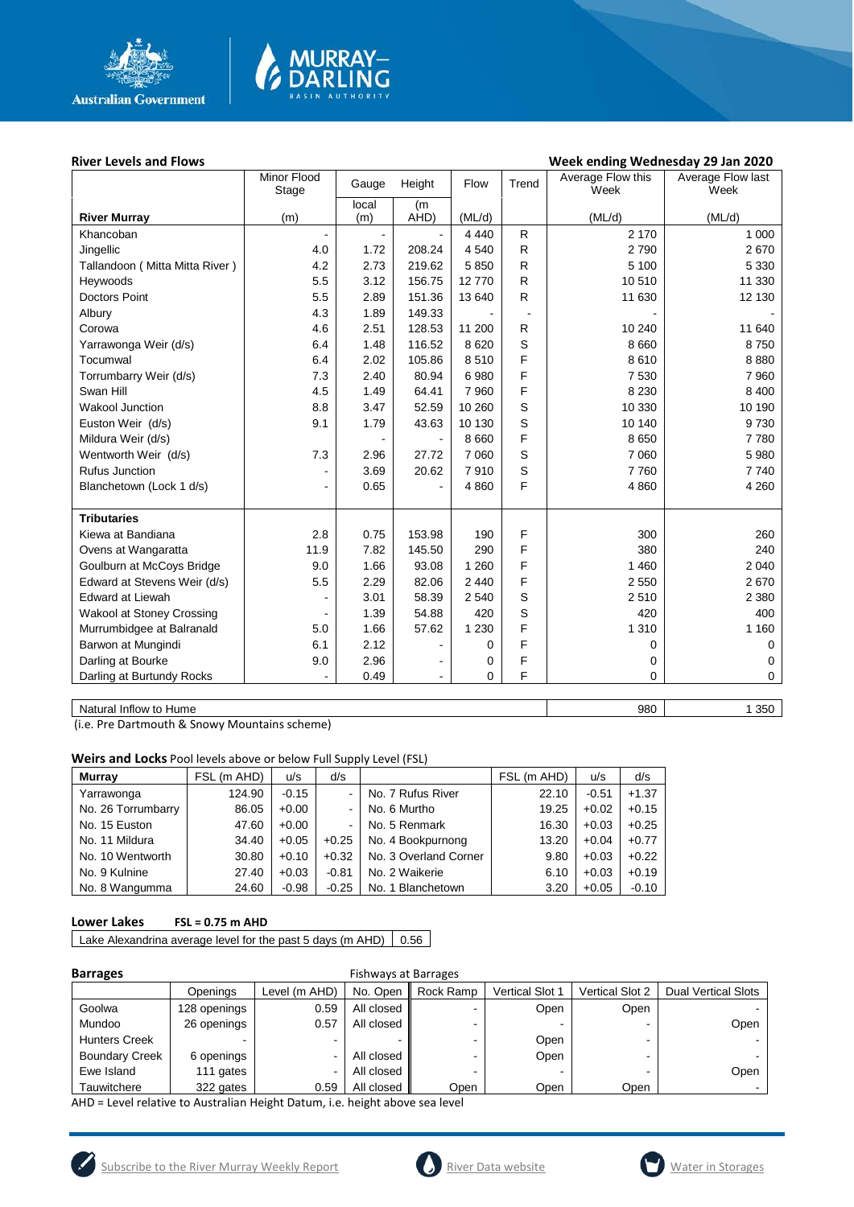## River Levels and Flows

**Week ending Wednesday 29 Jan 2020**

| River Murray | Minor Flood Stage (m) | Gauge local (m) | Height (m AHD) | Flow (ML/d) | Trend | Average Flow this Week (ML/d) | Average Flow last Week (ML/d) |
|---|---|---|---|---|---|---|---|
| Khancoban | - | - | - | 4 440 | R | 2 170 | 1 000 |
| Jingellic | 4.0 | 1.72 | 208.24 | 4 540 | R | 2 790 | 2 670 |
| Tallandoon ( Mitta Mitta River ) | 4.2 | 2.73 | 219.62 | 5 850 | R | 5 100 | 5 330 |
| Heywoods | 5.5 | 3.12 | 156.75 | 12 770 | R | 10 510 | 11 330 |
| Doctors Point | 5.5 | 2.89 | 151.36 | 13 640 | R | 11 630 | 12 130 |
| Albury | 4.3 | 1.89 | 149.33 | - | - | - | - |
| Corowa | 4.6 | 2.51 | 128.53 | 11 200 | R | 10 240 | 11 640 |
| Yarrawonga Weir (d/s) | 6.4 | 1.48 | 116.52 | 8 620 | S | 8 660 | 8 750 |
| Tocumwal | 6.4 | 2.02 | 105.86 | 8 510 | F | 8 610 | 8 880 |
| Torrumbarry Weir (d/s) | 7.3 | 2.40 | 80.94 | 6 980 | F | 7 530 | 7 960 |
| Swan Hill | 4.5 | 1.49 | 64.41 | 7 960 | F | 8 230 | 8 400 |
| Wakool Junction | 8.8 | 3.47 | 52.59 | 10 260 | S | 10 330 | 10 190 |
| Euston Weir (d/s) | 9.1 | 1.79 | 43.63 | 10 130 | S | 10 140 | 9 730 |
| Mildura Weir (d/s) | | - | - | 8 660 | F | 8 650 | 7 780 |
| Wentworth Weir (d/s) | 7.3 | 2.96 | 27.72 | 7 060 | S | 7 060 | 5 980 |
| Rufus Junction | - | 3.69 | 20.62 | 7 910 | S | 7 760 | 7 740 |
| Blanchetown (Lock 1 d/s) | - | 0.65 | - | 4 860 | F | 4 860 | 4 260 |
| **Tributaries** | | | | | | | |
| Kiewa at Bandiana | 2.8 | 0.75 | 153.98 | 190 | F | 300 | 260 |
| Ovens at Wangaratta | 11.9 | 7.82 | 145.50 | 290 | F | 380 | 240 |
| Goulburn at McCoys Bridge | 9.0 | 1.66 | 93.08 | 1 260 | F | 1 460 | 2 040 |
| Edward at Stevens Weir (d/s) | 5.5 | 2.29 | 82.06 | 2 440 | F | 2 550 | 2 670 |
| Edward at Liewah | - | 3.01 | 58.39 | 2 540 | S | 2 510 | 2 380 |
| Wakool at Stoney Crossing | - | 1.39 | 54.88 | 420 | S | 420 | 400 |
| Murrumbidgee at Balranald | 5.0 | 1.66 | 57.62 | 1 230 | F | 1 310 | 1 160 |
| Barwon at Mungindi | 6.1 | 2.12 | - | 0 | F | 0 | 0 |
| Darling at Bourke | 9.0 | 2.96 | - | 0 | F | 0 | 0 |
| Darling at Burtundy Rocks | - | 0.49 | - | 0 | F | 0 | 0 |

| Natural Inflow to Hume | 980 | 1 350 |
|---|---|---|

(i.e. Pre Dartmouth & Snowy Mountains scheme)

## Weirs and Locks

Pool levels above or below Full Supply Level (FSL)

| Murray | FSL (m AHD) | u/s | d/s | | FSL (m AHD) | u/s | d/s |
|---|---|---|---|---|---|---|---|
| Yarrawonga | 124.90 | -0.15 | - | No. 7 Rufus River | 22.10 | -0.51 | +1.37 |
| No. 26 Torrumbarry | 86.05 | +0.00 | - | No. 6 Murtho | 19.25 | +0.02 | +0.15 |
| No. 15 Euston | 47.60 | +0.00 | - | No. 5 Renmark | 16.30 | +0.03 | +0.25 |
| No. 11 Mildura | 34.40 | +0.05 | +0.25 | No. 4 Bookpurnong | 13.20 | +0.04 | +0.77 |
| No. 10 Wentworth | 30.80 | +0.10 | +0.32 | No. 3 Overland Corner | 9.80 | +0.03 | +0.22 |
| No. 9 Kulnine | 27.40 | +0.03 | -0.81 | No. 2 Waikerie | 6.10 | +0.03 | +0.19 |
| No. 8 Wangumma | 24.60 | -0.98 | -0.25 | No. 1 Blanchetown | 3.20 | +0.05 | -0.10 |

## Lower Lakes

**FSL = 0.75 m AHD**

| Lake Alexandrina average level for the past 5 days (m AHD) | 0.56 |
|---|---|

## Barrages

| | Openings | Level (m AHD) | No. Open | Fishways at Barrages: Rock Ramp | Vertical Slot 1 | Vertical Slot 2 | Dual Vertical Slots |
|---|---|---|---|---|---|---|---|
| Goolwa | 128 openings | 0.59 | All closed | - | Open | Open | - |
| Mundoo | 26 openings | 0.57 | All closed | - | - | - | Open |
| Hunters Creek | - | - | - | - | Open | - | - |
| Boundary Creek | 6 openings | - | All closed | - | Open | - | - |
| Ewe Island | 111 gates | - | All closed | - | - | - | Open |
| Tauwitchere | 322 gates | 0.59 | All closed | Open | Open | Open | - |

AHD = Level relative to Australian Height Datum, i.e. height above sea level

Subscribe to the River Murray Weekly Report | River Data website | Water in Storages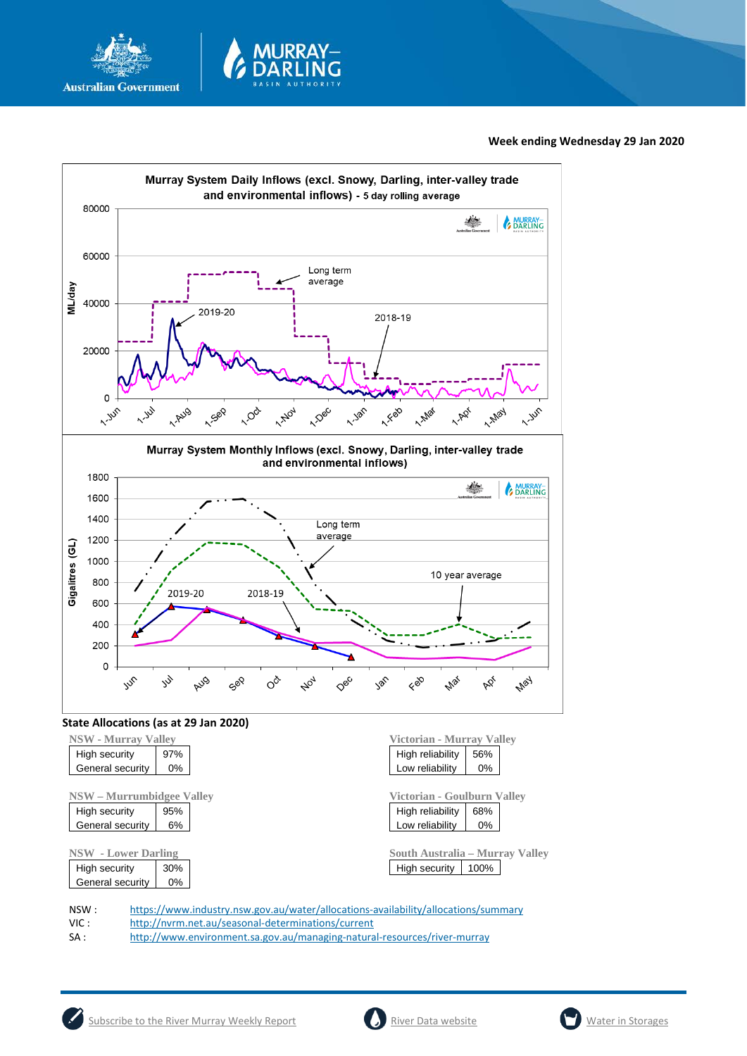Week ending Wednesday 29 Jan 2020

Murray System Daily Inflows (excl. Snowy, Darling, inter-valley trade and environmental inflows) - 5 day rolling average

80000
60000
40000
20000
0

ML/day

Long term average
2019-20
2018-19

1-Jun 1-Jul 1-Aug 1-Sep 1-Oct 1-Nov 1-Dec 1-Jan 1-Feb 1-Mar 1-Apr 1-May 1-Jun

Murray System Monthly Inflows (excl. Snowy, Darling, inter-valley trade and environmental inflows)

1800
1600
1400
1200
1000
800
600
400
200
0

Gigalitres (GL)

Long term average
10 year average
2019-20
2018-19

Jun Jul Aug Sep Oct Nov Dec Jan Feb Mar Apr May

## State Allocations (as at 29 Jan 2020)

**NSW - Murray Valley**

| | |
|---|---|
| High security | 97% |
| General security | 0% |

**NSW – Murrumbidgee Valley**

| | |
|---|---|
| High security | 95% |
| General security | 6% |

**NSW - Lower Darling**

| | |
|---|---|
| High security | 30% |
| General security | 0% |

**Victorian - Murray Valley**

| | |
|---|---|
| High reliability | 56% |
| Low reliability | 0% |

**Victorian - Goulburn Valley**

| | |
|---|---|
| High reliability | 68% |
| Low reliability | 0% |

**South Australia – Murray Valley**

| | |
|---|---|
| High security | 100% |

NSW : https://www.industry.nsw.gov.au/water/allocations-availability/allocations/summary
VIC : http://nvrm.net.au/seasonal-determinations/current
SA : http://www.environment.sa.gov.au/managing-natural-resources/river-murray

Subscribe to the River Murray Weekly Report | River Data website | Water in Storages